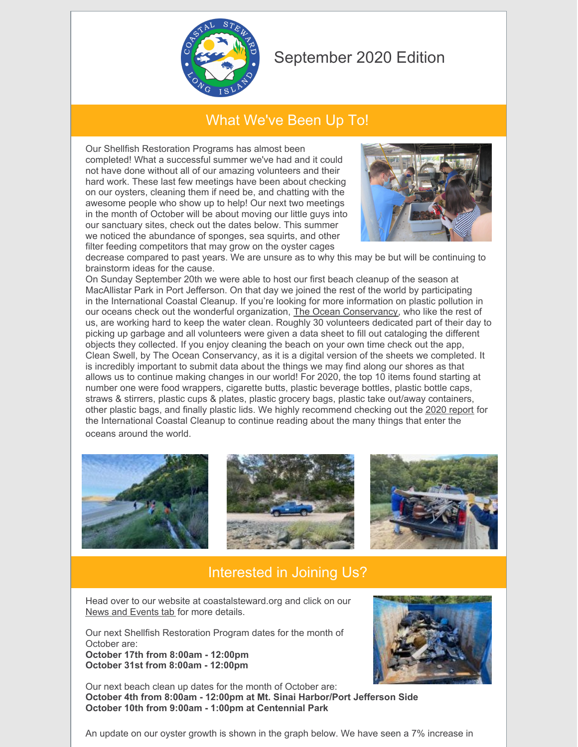September 2020 Edition

## What We've Been Up To!

Our Shellfish Restoration Programs has almost been completed! What a successful summer we've had and it could not have done without all of our amazing volunteers and their hard work. These last few meetings have been about checking on our oysters, cleaning them if need be, and chatting with the awesome people who show up to help! Our next two meetings in the month of October will be about moving our little guys into our sanctuary sites, check out the dates below. This summer we noticed the abundance of sponges, sea squirts, and other filter feeding competitors that may grow on the oyster cages decrease compared to past years. We are unsure as to why this may be but will be continuing to brainstorm ideas for the cause.

On Sunday September 20th we were able to host our first beach cleanup of the season at MacAllistar Park in Port Jefferson. On that day we joined the rest of the world by participating in the International Coastal Cleanup. If you're looking for more information on plastic pollution in our oceans check out the wonderful organization, The Ocean Conservancy, who like the rest of us, are working hard to keep the water clean. Roughly 30 volunteers dedicated part of their day to picking up garbage and all volunteers were given a data sheet to fill out cataloging the different objects they collected. If you enjoy cleaning the beach on your own time check out the app, Clean Swell, by The Ocean Conservancy, as it is a digital version of the sheets we completed. It is incredibly important to submit data about the things we may find along our shores as that allows us to continue making changes in our world! For 2020, the top 10 items found starting at number one were food wrappers, cigarette butts, plastic beverage bottles, plastic bottle caps, straws & stirrers, plastic cups & plates, plastic grocery bags, plastic take out/away containers, other plastic bags, and finally plastic lids. We highly recommend checking out the 2020 report for the International Coastal Cleanup to continue reading about the many things that enter the oceans around the world.

## Interested in Joining Us?

Head over to our website at coastalsteward.org and click on our News and Events tab for more details.

Our next Shellfish Restoration Program dates for the month of October are:
**October 17th from 8:00am - 12:00pm**
**October 31st from 8:00am - 12:00pm**

Our next beach clean up dates for the month of October are:
**October 4th from 8:00am - 12:00pm at Mt. Sinai Harbor/Port Jefferson Side**
**October 10th from 9:00am - 1:00pm at Centennial Park**

An update on our oyster growth is shown in the graph below. We have seen a 7% increase in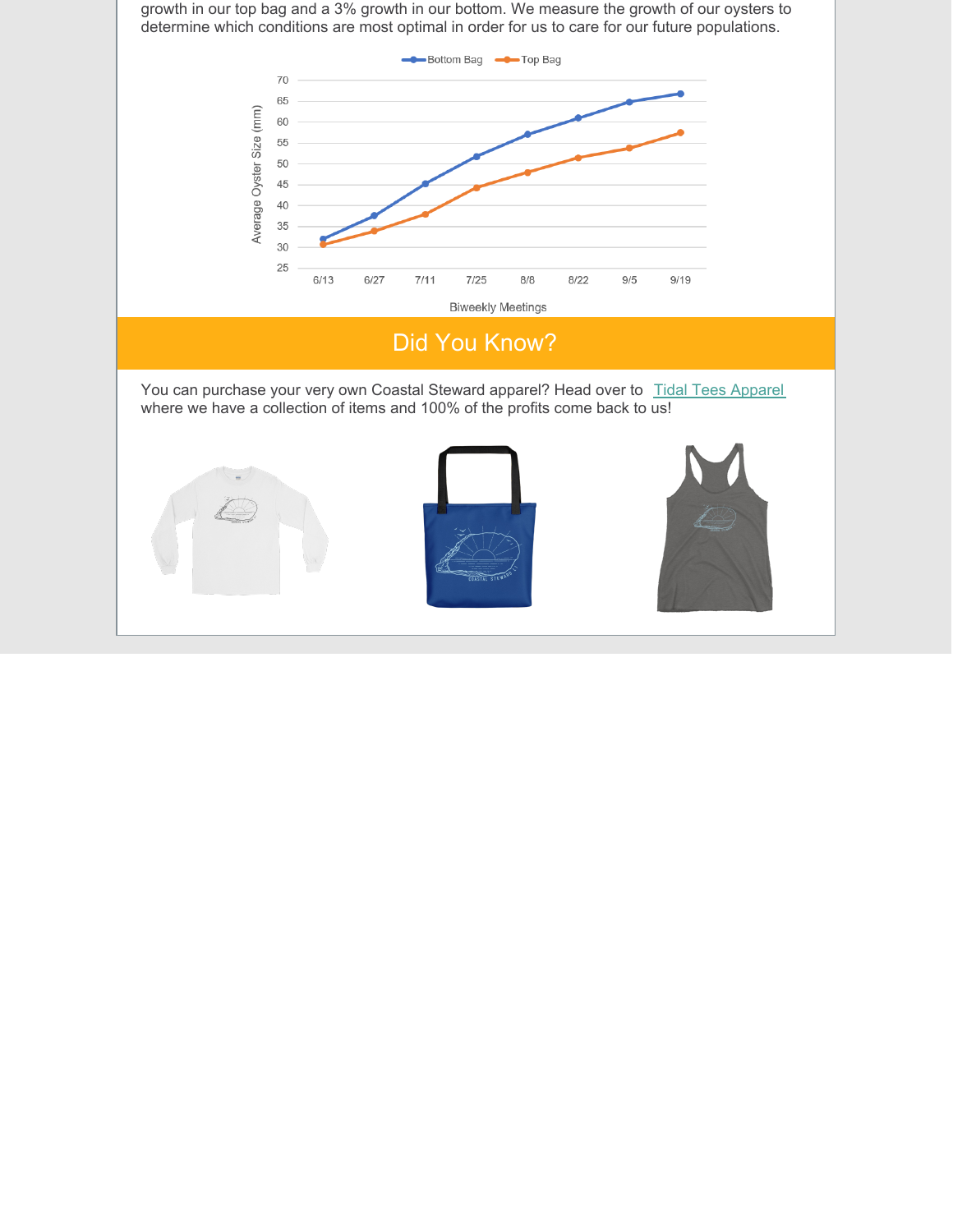growth in our top bag and a 3% growth in our bottom. We measure the growth of our oysters to determine which conditions are most optimal in order for us to care for our future populations.

Bottom Bag
Top Bag

Average Oyster Size (mm)

70
65
60
55
50
45
40
35
30
25

6/13
6/27
7/11
7/25
8/8
8/22
9/5
9/19

Biweekly Meetings

## Did You Know?

You can purchase your very own Coastal Steward apparel? Head over to Tidal Tees Apparel where we have a collection of items and 100% of the profits come back to us!